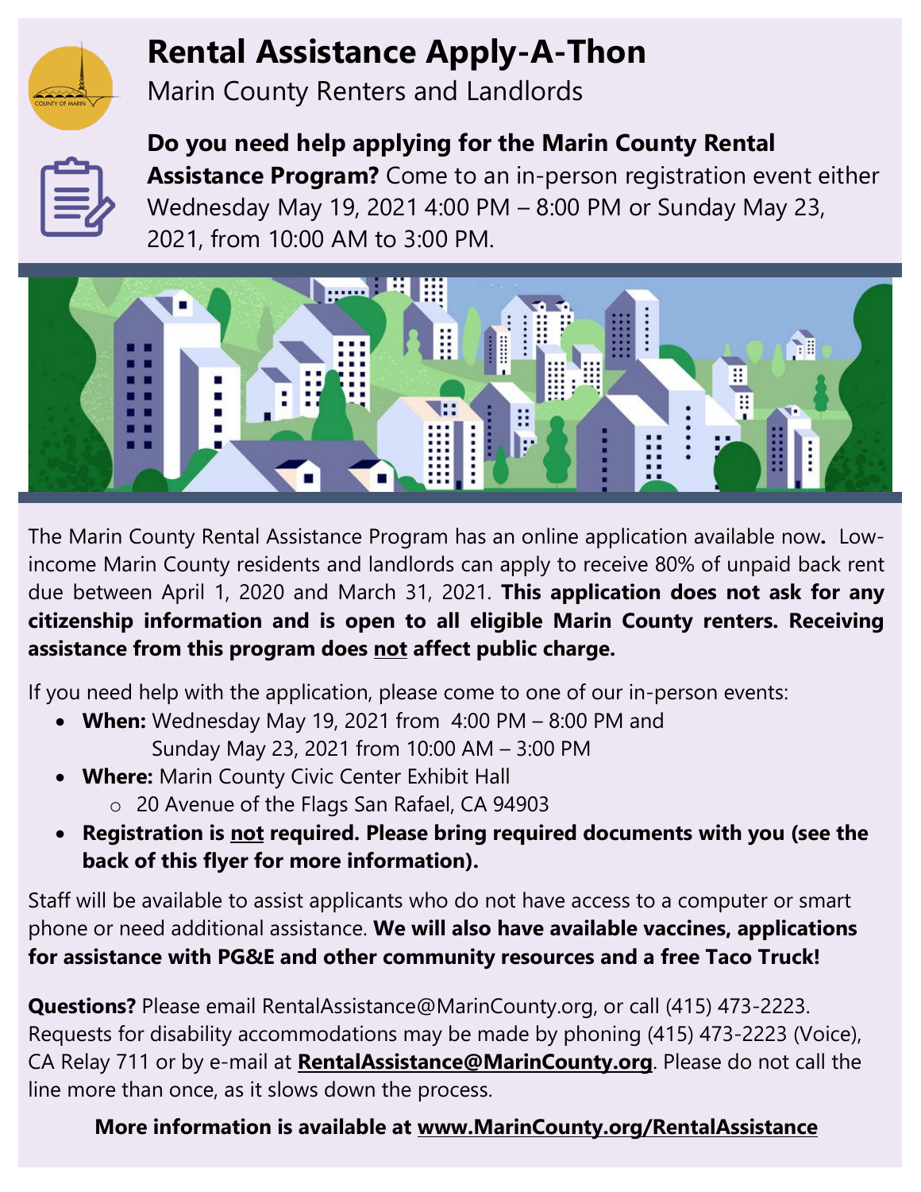# Rental Assistance Apply-A-Thon

Marin County Renters and Landlords

**Do you need help applying for the Marin County Rental Assistance Program?** Come to an in-person registration event either Wednesday May 19, 2021 4:00 PM – 8:00 PM or Sunday May 23, 2021, from 10:00 AM to 3:00 PM.

The Marin County Rental Assistance Program has an online application available now**.** Low-income Marin County residents and landlords can apply to receive 80% of unpaid back rent due between April 1, 2020 and March 31, 2021. **This application does not ask for any citizenship information and is open to all eligible Marin County renters. Receiving assistance from this program does not affect public charge.**

If you need help with the application, please come to one of our in-person events:

- **When:** Wednesday May 19, 2021 from 4:00 PM – 8:00 PM and
  Sunday May 23, 2021 from 10:00 AM – 3:00 PM
- **Where:** Marin County Civic Center Exhibit Hall
  - 20 Avenue of the Flags San Rafael, CA 94903
- **Registration is not required. Please bring required documents with you (see the back of this flyer for more information).**

Staff will be available to assist applicants who do not have access to a computer or smart phone or need additional assistance. **We will also have available vaccines, applications for assistance with PG&E and other community resources and a free Taco Truck!**

**Questions?** Please email RentalAssistance@MarinCounty.org, or call (415) 473-2223. Requests for disability accommodations may be made by phoning (415) 473-2223 (Voice), CA Relay 711 or by e-mail at **RentalAssistance@MarinCounty.org**. Please do not call the line more than once, as it slows down the process.

**More information is available at www.MarinCounty.org/RentalAssistance**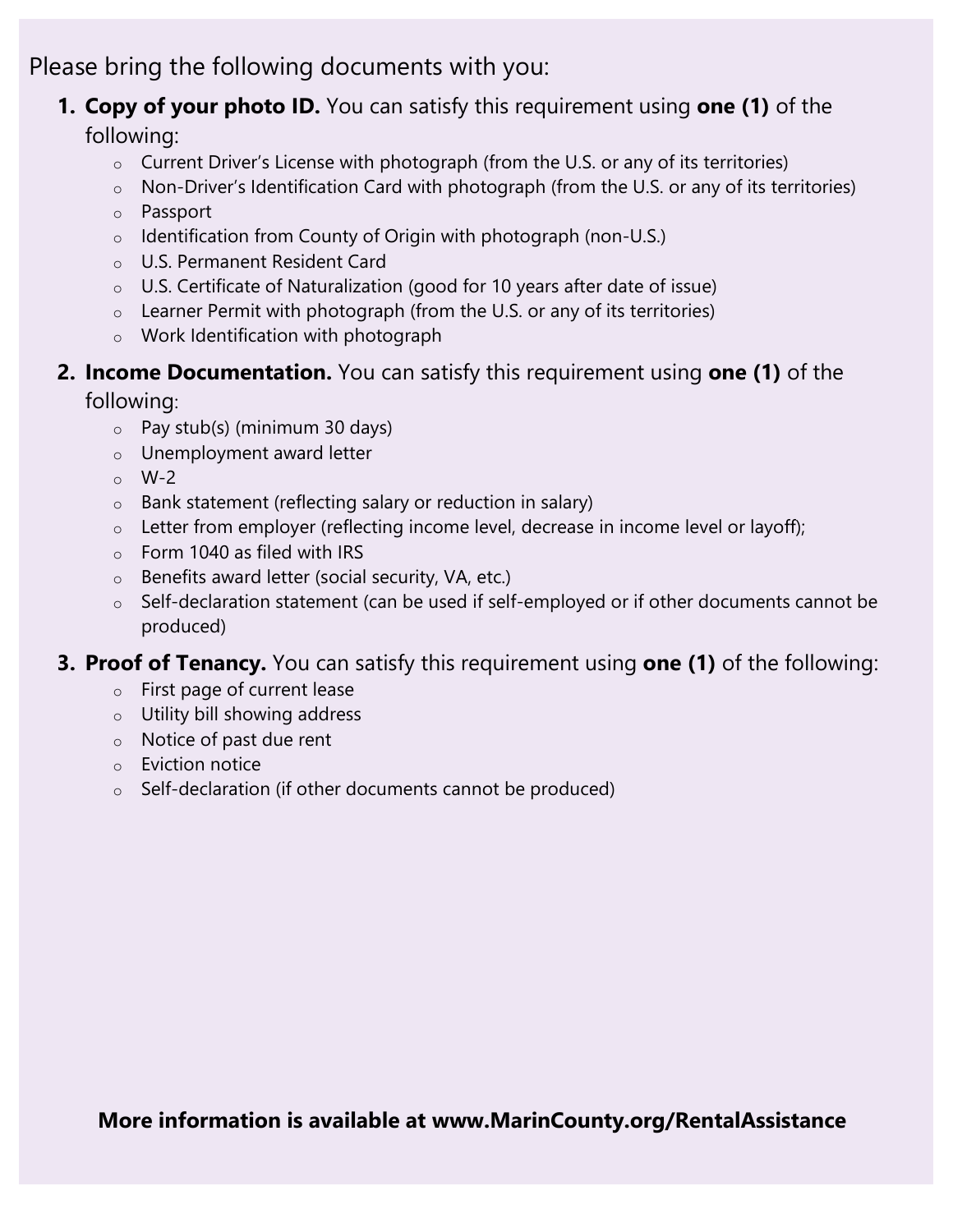Please bring the following documents with you:

1. **Copy of your photo ID.** You can satisfy this requirement using **one (1)** of the following:
   - Current Driver's License with photograph (from the U.S. or any of its territories)
   - Non-Driver's Identification Card with photograph (from the U.S. or any of its territories)
   - Passport
   - Identification from County of Origin with photograph (non-U.S.)
   - U.S. Permanent Resident Card
   - U.S. Certificate of Naturalization (good for 10 years after date of issue)
   - Learner Permit with photograph (from the U.S. or any of its territories)
   - Work Identification with photograph
2. **Income Documentation.** You can satisfy this requirement using **one (1)** of the following:
   - Pay stub(s) (minimum 30 days)
   - Unemployment award letter
   - W-2
   - Bank statement (reflecting salary or reduction in salary)
   - Letter from employer (reflecting income level, decrease in income level or layoff);
   - Form 1040 as filed with IRS
   - Benefits award letter (social security, VA, etc.)
   - Self-declaration statement (can be used if self-employed or if other documents cannot be produced)
3. **Proof of Tenancy.** You can satisfy this requirement using **one (1)** of the following:
   - First page of current lease
   - Utility bill showing address
   - Notice of past due rent
   - Eviction notice
   - Self-declaration (if other documents cannot be produced)

**More information is available at www.MarinCounty.org/RentalAssistance**